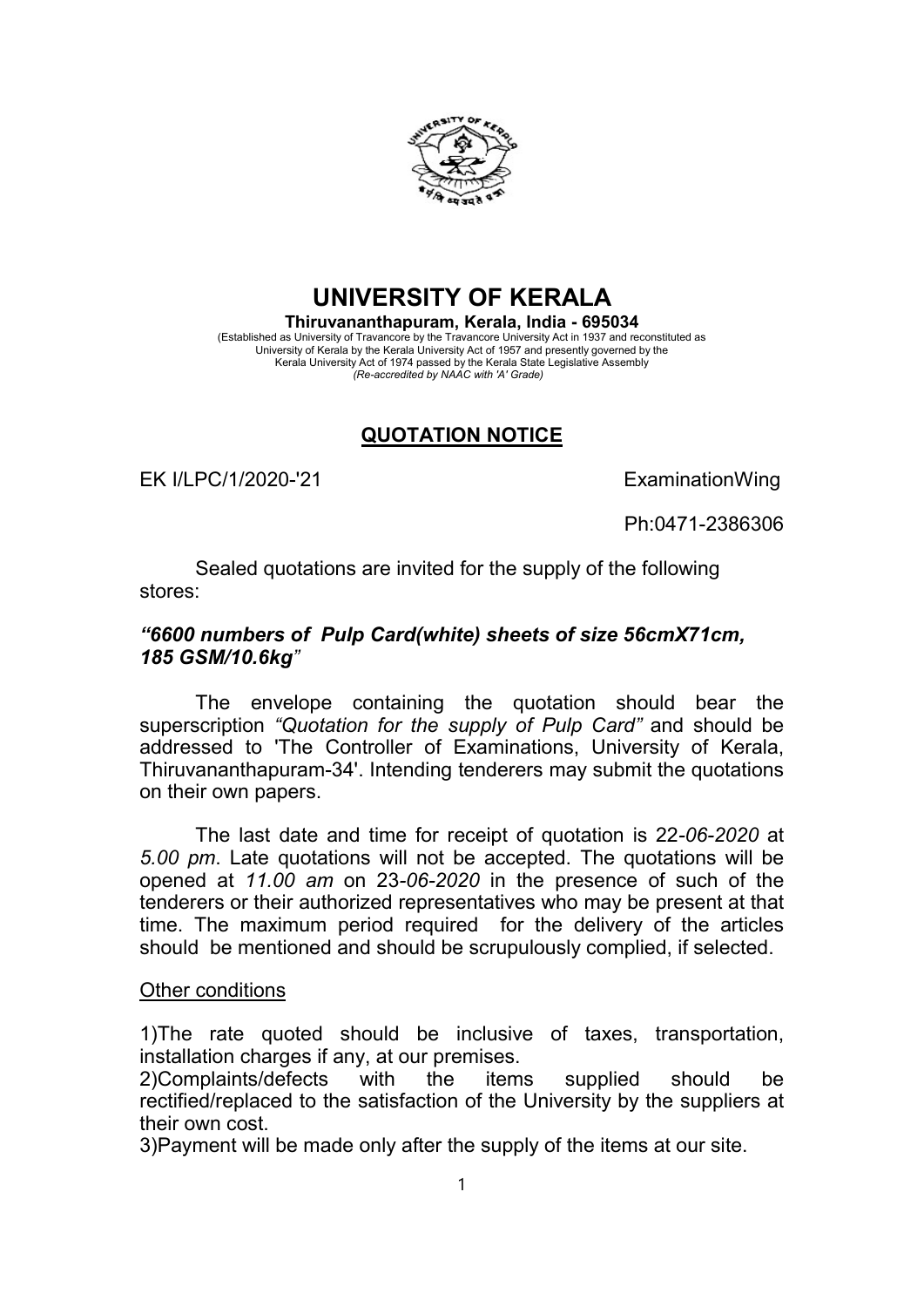# UNIVERSITY OF KERALA

**Thiruvananthapuram, Kerala, India - 695034**

(Established as University of Travancore by the Travancore University Act in 1937 and reconstituted as University of Kerala by the Kerala University Act of 1957 and presently governed by the Kerala University Act of 1974 passed by the Kerala State Legislative Assembly
*(Re-accredited by NAAC with 'A' Grade)*

## QUOTATION NOTICE

EK I/LPC/1/2020-'21 ExaminationWing

Ph:0471-2386306

Sealed quotations are invited for the supply of the following stores:

***"6600 numbers of Pulp Card(white) sheets of size 56cmX71cm, 185 GSM/10.6kg"***

The envelope containing the quotation should bear the superscription *"Quotation for the supply of Pulp Card"* and should be addressed to 'The Controller of Examinations, University of Kerala, Thiruvananthapuram-34'. Intending tenderers may submit the quotations on their own papers.

The last date and time for receipt of quotation is 22-*06-2020* at *5.00 pm*. Late quotations will not be accepted. The quotations will be opened at *11.00 am* on 23-*06-2020* in the presence of such of the tenderers or their authorized representatives who may be present at that time. The maximum period required for the delivery of the articles should be mentioned and should be scrupulously complied, if selected.

Other conditions

1)The rate quoted should be inclusive of taxes, transportation, installation charges if any, at our premises.
2)Complaints/defects with the items supplied should be rectified/replaced to the satisfaction of the University by the suppliers at their own cost.
3)Payment will be made only after the supply of the items at our site.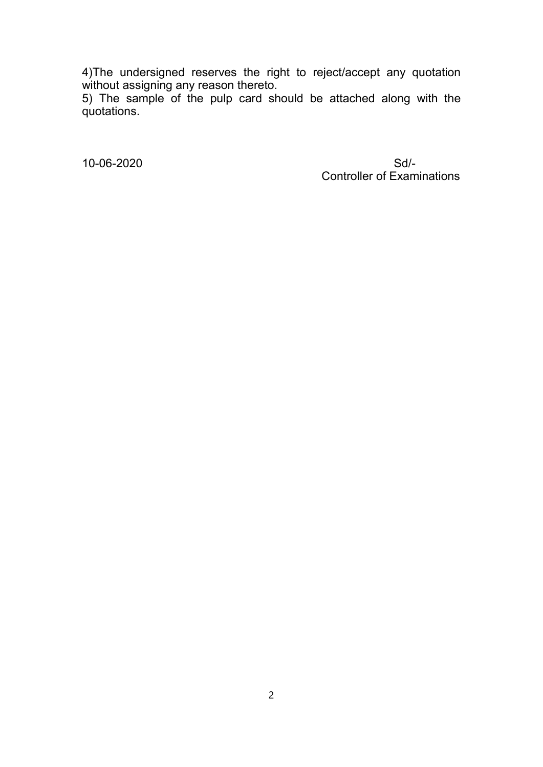4)The undersigned reserves the right to reject/accept any quotation without assigning any reason thereto.

5) The sample of the pulp card should be attached along with the quotations.

10-06-2020

Sd/-
Controller of Examinations